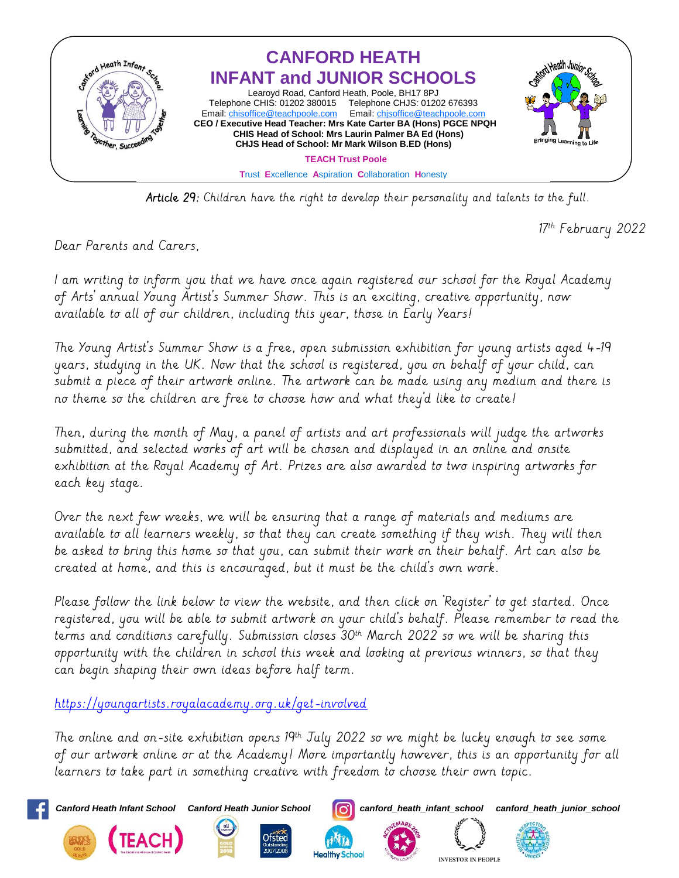# CANFORD HEATH INFANT and JUNIOR SCHOOLS

Learoyd Road, Canford Heath, Poole, BH17 8PJ
Telephone CHIS: 01202 380015 Telephone CHJS: 01202 676393
Email: chisoffice@teachpoole.com Email: chjsoffice@teachpoole.com
**CEO / Executive Head Teacher: Mrs Kate Carter BA (Hons) PGCE NPQH**
**CHIS Head of School: Mrs Laurin Palmer BA Ed (Hons)**
**CHJS Head of School: Mr Mark Wilson B.ED (Hons)**

**TEACH Trust Poole**

Trust Excellence Aspiration Collaboration Honesty

**Article 29:** Children have the right to develop their personality and talents to the full.

17th February 2022

Dear Parents and Carers,

I am writing to inform you that we have once again registered our school for the Royal Academy of Arts' annual Young Artist's Summer Show. This is an exciting, creative opportunity, now available to all of our children, including this year, those in Early Years!

The Young Artist's Summer Show is a free, open submission exhibition for young artists aged 4-19 years, studying in the UK. Now that the school is registered, you on behalf of your child, can submit a piece of their artwork online. The artwork can be made using any medium and there is no theme so the children are free to choose how and what they'd like to create!

Then, during the month of May, a panel of artists and art professionals will judge the artworks submitted, and selected works of art will be chosen and displayed in an online and onsite exhibition at the Royal Academy of Art. Prizes are also awarded to two inspiring artworks for each key stage.

Over the next few weeks, we will be ensuring that a range of materials and mediums are available to all learners weekly, so that they can create something if they wish. They will then be asked to bring this home so that you, can submit their work on their behalf. Art can also be created at home, and this is encouraged, but it must be the child's own work.

Please follow the link below to view the website, and then click on 'Register' to get started. Once registered, you will be able to submit artwork on your child's behalf. Please remember to read the terms and conditions carefully. Submission closes 30th March 2022 so we will be sharing this opportunity with the children in school this week and looking at previous winners, so that they can begin shaping their own ideas before half term.

https://youngartists.royalacademy.org.uk/get-involved

The online and on-site exhibition opens 19th July 2022 so we might be lucky enough to see some of our artwork online or at the Academy! More importantly however, this is an opportunity for all learners to take part in something creative with freedom to choose their own topic.

Canford Heath Infant School Canford Heath Junior School canford_heath_infant_school canford_heath_junior_school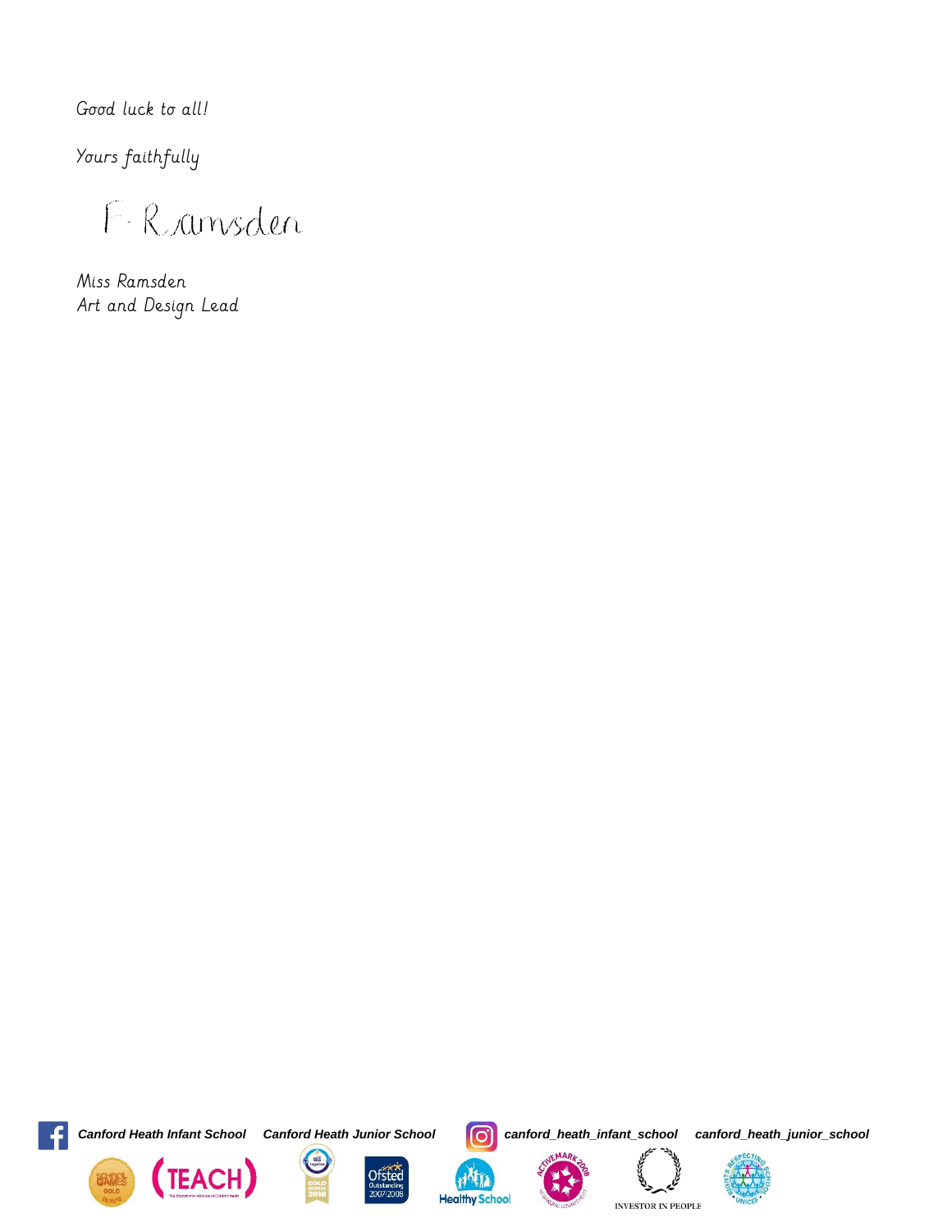Good luck to all!

Yours faithfully

F. Ramsden

Miss Ramsden
Art and Design Lead

Canford Heath Infant School Canford Heath Junior School canford_heath_infant_school canford_heath_junior_school